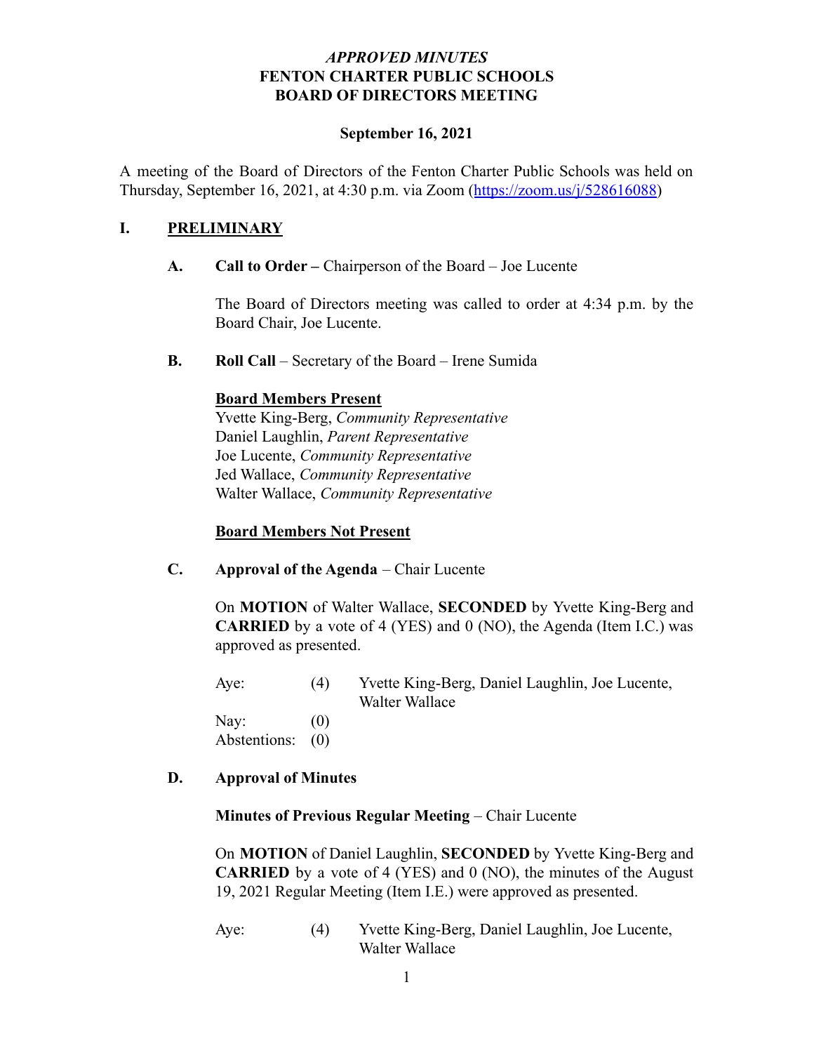# *APPROVED MINUTES*
# FENTON CHARTER PUBLIC SCHOOLS
# BOARD OF DIRECTORS MEETING

**September 16, 2021**

A meeting of the Board of Directors of the Fenton Charter Public Schools was held on Thursday, September 16, 2021, at 4:30 p.m. via Zoom (https://zoom.us/j/528616088)

## I. PRELIMINARY

### A. Call to Order – Chairperson of the Board – Joe Lucente

The Board of Directors meeting was called to order at 4:34 p.m. by the Board Chair, Joe Lucente.

### B. Roll Call – Secretary of the Board – Irene Sumida

**Board Members Present**

Yvette King-Berg, *Community Representative*
Daniel Laughlin, *Parent Representative*
Joe Lucente, *Community Representative*
Jed Wallace, *Community Representative*
Walter Wallace, *Community Representative*

**Board Members Not Present**

### C. Approval of the Agenda – Chair Lucente

On **MOTION** of Walter Wallace, **SECONDED** by Yvette King-Berg and **CARRIED** by a vote of 4 (YES) and 0 (NO), the Agenda (Item I.C.) was approved as presented.

| | | |
|---|---|---|
| Aye: | (4) | Yvette King-Berg, Daniel Laughlin, Joe Lucente, Walter Wallace |
| Nay: | (0) | |
| Abstentions: | (0) | |

### D. Approval of Minutes

**Minutes of Previous Regular Meeting** – Chair Lucente

On **MOTION** of Daniel Laughlin, **SECONDED** by Yvette King-Berg and **CARRIED** by a vote of 4 (YES) and 0 (NO), the minutes of the August 19, 2021 Regular Meeting (Item I.E.) were approved as presented.

| | | |
|---|---|---|
| Aye: | (4) | Yvette King-Berg, Daniel Laughlin, Joe Lucente, Walter Wallace |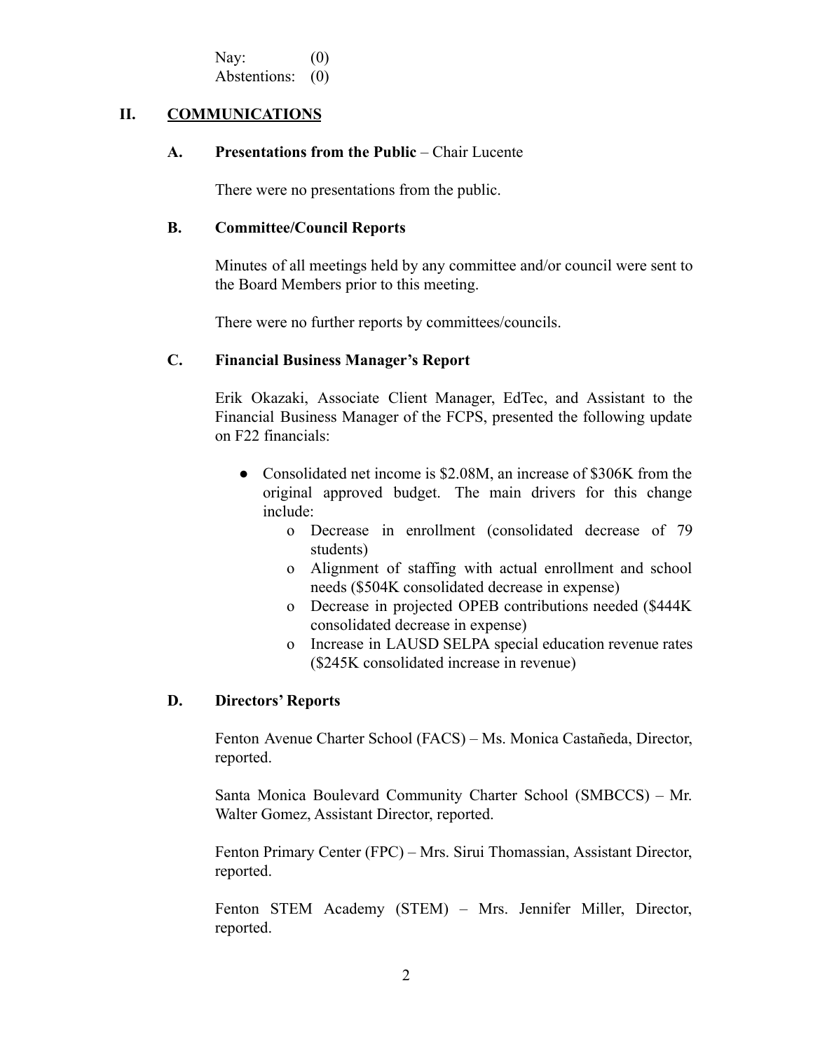Nay: (0)
Abstentions: (0)

## II. COMMUNICATIONS

### A. Presentations from the Public – Chair Lucente

There were no presentations from the public.

### B. Committee/Council Reports

Minutes of all meetings held by any committee and/or council were sent to the Board Members prior to this meeting.

There were no further reports by committees/councils.

### C. Financial Business Manager's Report

Erik Okazaki, Associate Client Manager, EdTec, and Assistant to the Financial Business Manager of the FCPS, presented the following update on F22 financials:

- Consolidated net income is $2.08M, an increase of $306K from the original approved budget. The main drivers for this change include:
  - Decrease in enrollment (consolidated decrease of 79 students)
  - Alignment of staffing with actual enrollment and school needs ($504K consolidated decrease in expense)
  - Decrease in projected OPEB contributions needed ($444K consolidated decrease in expense)
  - Increase in LAUSD SELPA special education revenue rates ($245K consolidated increase in revenue)

### D. Directors' Reports

Fenton Avenue Charter School (FACS) – Ms. Monica Castañeda, Director, reported.

Santa Monica Boulevard Community Charter School (SMBCCS) – Mr. Walter Gomez, Assistant Director, reported.

Fenton Primary Center (FPC) – Mrs. Sirui Thomassian, Assistant Director, reported.

Fenton STEM Academy (STEM) – Mrs. Jennifer Miller, Director, reported.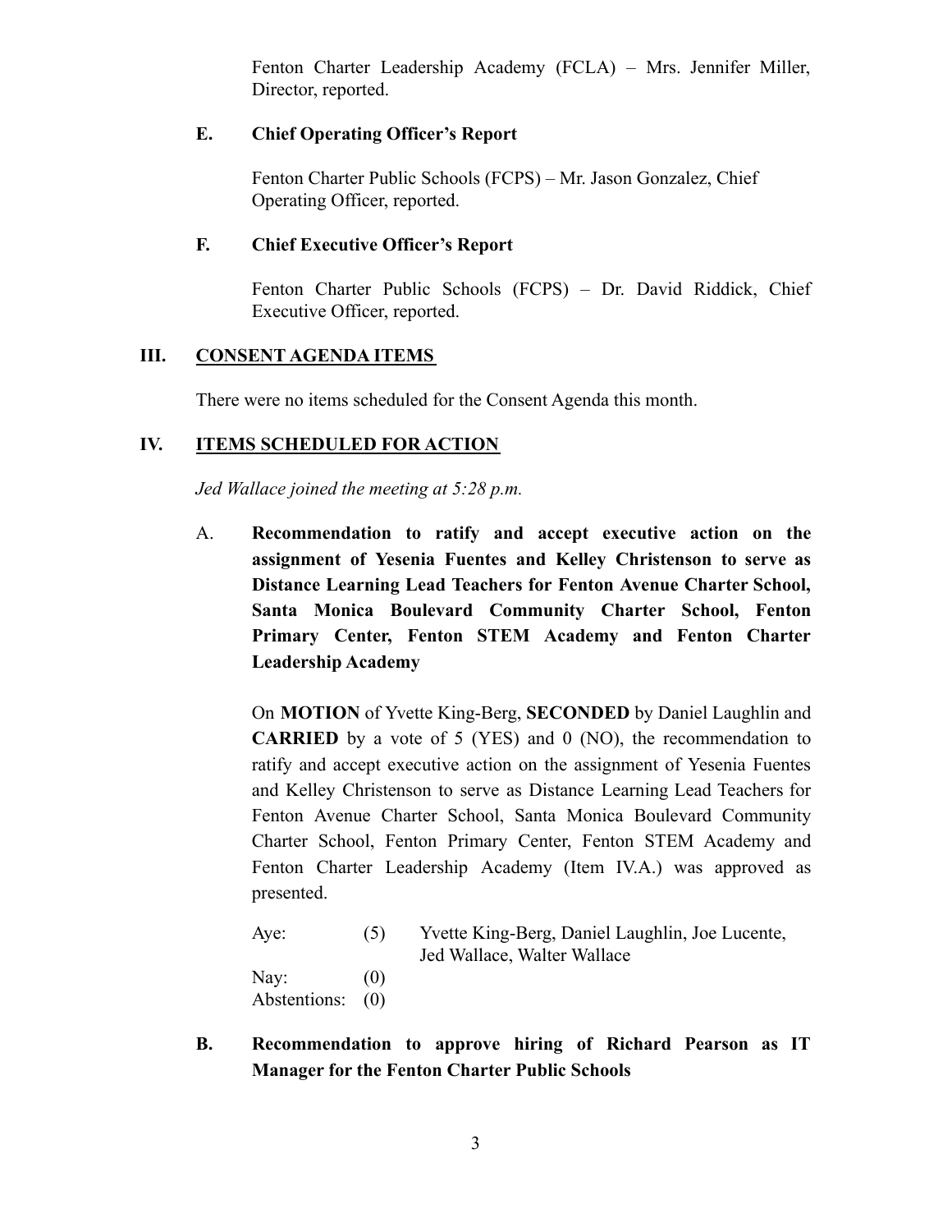Fenton Charter Leadership Academy (FCLA) – Mrs. Jennifer Miller, Director, reported.

### E. Chief Operating Officer's Report

Fenton Charter Public Schools (FCPS) – Mr. Jason Gonzalez, Chief Operating Officer, reported.

### F. Chief Executive Officer's Report

Fenton Charter Public Schools (FCPS) – Dr. David Riddick, Chief Executive Officer, reported.

## III. CONSENT AGENDA ITEMS

There were no items scheduled for the Consent Agenda this month.

## IV. ITEMS SCHEDULED FOR ACTION

*Jed Wallace joined the meeting at 5:28 p.m.*

A. **Recommendation to ratify and accept executive action on the assignment of Yesenia Fuentes and Kelley Christenson to serve as Distance Learning Lead Teachers for Fenton Avenue Charter School, Santa Monica Boulevard Community Charter School, Fenton Primary Center, Fenton STEM Academy and Fenton Charter Leadership Academy**

On **MOTION** of Yvette King-Berg, **SECONDED** by Daniel Laughlin and **CARRIED** by a vote of 5 (YES) and 0 (NO), the recommendation to ratify and accept executive action on the assignment of Yesenia Fuentes and Kelley Christenson to serve as Distance Learning Lead Teachers for Fenton Avenue Charter School, Santa Monica Boulevard Community Charter School, Fenton Primary Center, Fenton STEM Academy and Fenton Charter Leadership Academy (Item IV.A.) was approved as presented.

Aye: (5) Yvette King-Berg, Daniel Laughlin, Joe Lucente, Jed Wallace, Walter Wallace
Nay: (0)
Abstentions: (0)

B. **Recommendation to approve hiring of Richard Pearson as IT Manager for the Fenton Charter Public Schools**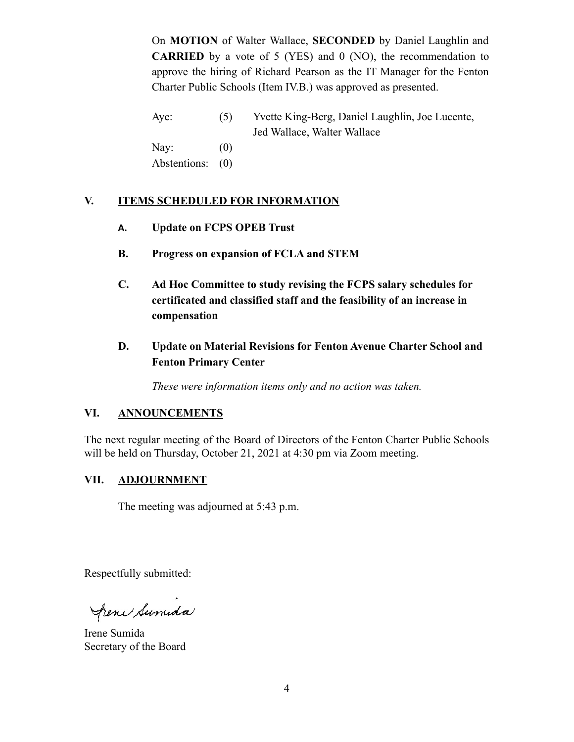On **MOTION** of Walter Wallace, **SECONDED** by Daniel Laughlin and **CARRIED** by a vote of 5 (YES) and 0 (NO), the recommendation to approve the hiring of Richard Pearson as the IT Manager for the Fenton Charter Public Schools (Item IV.B.) was approved as presented.

| | | |
|---|---|---|
| Aye: | (5) | Yvette King-Berg, Daniel Laughlin, Joe Lucente, Jed Wallace, Walter Wallace |
| Nay: | (0) | |
| Abstentions: | (0) | |

## V. ITEMS SCHEDULED FOR INFORMATION

**A. Update on FCPS OPEB Trust**

**B. Progress on expansion of FCLA and STEM**

**C. Ad Hoc Committee to study revising the FCPS salary schedules for certificated and classified staff and the feasibility of an increase in compensation**

**D. Update on Material Revisions for Fenton Avenue Charter School and Fenton Primary Center**

*These were information items only and no action was taken.*

## VI. ANNOUNCEMENTS

The next regular meeting of the Board of Directors of the Fenton Charter Public Schools will be held on Thursday, October 21, 2021 at 4:30 pm via Zoom meeting.

## VII. ADJOURNMENT

The meeting was adjourned at 5:43 p.m.

Respectfully submitted:

Irene Sumida

Irene Sumida
Secretary of the Board